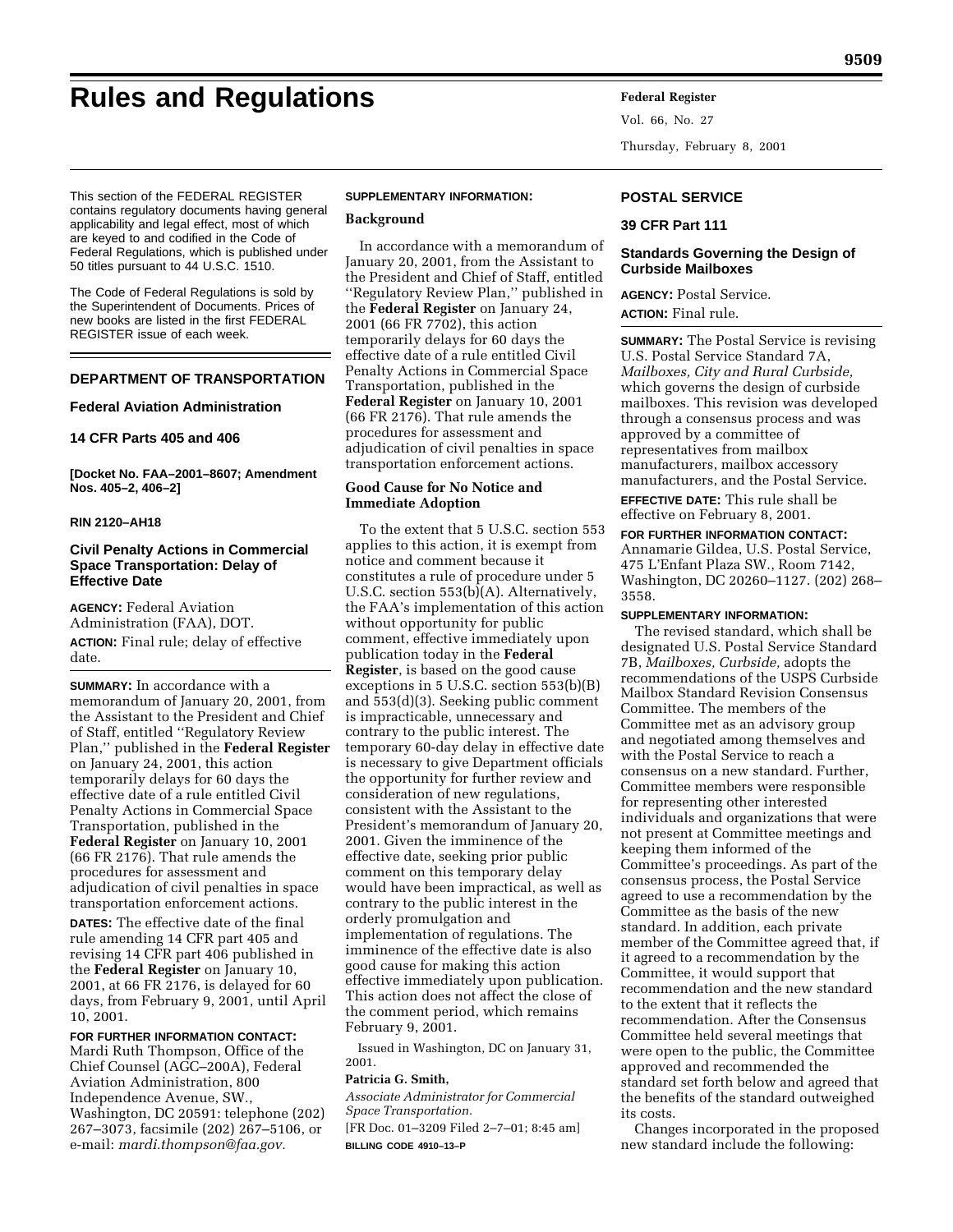# Rules and Regulations

This section of the FEDERAL REGISTER contains regulatory documents having general applicability and legal effect, most of which are keyed to and codified in the Code of Federal Regulations, which is published under 50 titles pursuant to 44 U.S.C. 1510.

The Code of Federal Regulations is sold by the Superintendent of Documents. Prices of new books are listed in the first FEDERAL REGISTER issue of each week.

## DEPARTMENT OF TRANSPORTATION

### Federal Aviation Administration

### 14 CFR Parts 405 and 406

**[Docket No. FAA–2001–8607; Amendment Nos. 405–2, 406–2]**

**RIN 2120–AH18**

### Civil Penalty Actions in Commercial Space Transportation: Delay of Effective Date

**AGENCY:** Federal Aviation Administration (FAA), DOT.

**ACTION:** Final rule; delay of effective date.

**SUMMARY:** In accordance with a memorandum of January 20, 2001, from the Assistant to the President and Chief of Staff, entitled ''Regulatory Review Plan,'' published in the **Federal Register** on January 24, 2001, this action temporarily delays for 60 days the effective date of a rule entitled Civil Penalty Actions in Commercial Space Transportation, published in the **Federal Register** on January 10, 2001 (66 FR 2176). That rule amends the procedures for assessment and adjudication of civil penalties in space transportation enforcement actions.

**DATES:** The effective date of the final rule amending 14 CFR part 405 and revising 14 CFR part 406 published in the **Federal Register** on January 10, 2001, at 66 FR 2176, is delayed for 60 days, from February 9, 2001, until April 10, 2001.

**FOR FURTHER INFORMATION CONTACT:** Mardi Ruth Thompson, Office of the Chief Counsel (AGC–200A), Federal Aviation Administration, 800 Independence Avenue, SW., Washington, DC 20591: telephone (202) 267–3073, facsimile (202) 267–5106, or e-mail: *mardi.thompson@faa.gov.*

**SUPPLEMENTARY INFORMATION:**

**Background**

In accordance with a memorandum of January 20, 2001, from the Assistant to the President and Chief of Staff, entitled ''Regulatory Review Plan,'' published in the **Federal Register** on January 24, 2001 (66 FR 7702), this action temporarily delays for 60 days the effective date of a rule entitled Civil Penalty Actions in Commercial Space Transportation, published in the **Federal Register** on January 10, 2001 (66 FR 2176). That rule amends the procedures for assessment and adjudication of civil penalties in space transportation enforcement actions.

**Good Cause for No Notice and Immediate Adoption**

To the extent that 5 U.S.C. section 553 applies to this action, it is exempt from notice and comment because it constitutes a rule of procedure under 5 U.S.C. section 553(b)(A). Alternatively, the FAA's implementation of this action without opportunity for public comment, effective immediately upon publication today in the **Federal Register**, is based on the good cause exceptions in 5 U.S.C. section 553(b)(B) and 553(d)(3). Seeking public comment is impracticable, unnecessary and contrary to the public interest. The temporary 60-day delay in effective date is necessary to give Department officials the opportunity for further review and consideration of new regulations, consistent with the Assistant to the President's memorandum of January 20, 2001. Given the imminence of the effective date, seeking prior public comment on this temporary delay would have been impractical, as well as contrary to the public interest in the orderly promulgation and implementation of regulations. The imminence of the effective date is also good cause for making this action effective immediately upon publication. This action does not affect the close of the comment period, which remains February 9, 2001.

Issued in Washington, DC on January 31, 2001.

**Patricia G. Smith,**

*Associate Administrator for Commercial Space Transportation.*

[FR Doc. 01–3209 Filed 2–7–01; 8:45 am]

**BILLING CODE 4910–13–P**

## POSTAL SERVICE

### 39 CFR Part 111

### Standards Governing the Design of Curbside Mailboxes

**AGENCY:** Postal Service.

**ACTION:** Final rule.

**SUMMARY:** The Postal Service is revising U.S. Postal Service Standard 7A, *Mailboxes, City and Rural Curbside,* which governs the design of curbside mailboxes. This revision was developed through a consensus process and was approved by a committee of representatives from mailbox manufacturers, mailbox accessory manufacturers, and the Postal Service.

**EFFECTIVE DATE:** This rule shall be effective on February 8, 2001.

**FOR FURTHER INFORMATION CONTACT:** Annamarie Gildea, U.S. Postal Service, 475 L'Enfant Plaza SW., Room 7142, Washington, DC 20260–1127. (202) 268–3558.

**SUPPLEMENTARY INFORMATION:** The revised standard, which shall be designated U.S. Postal Service Standard 7B, *Mailboxes, Curbside,* adopts the recommendations of the USPS Curbside Mailbox Standard Revision Consensus Committee. The members of the Committee met as an advisory group and negotiated among themselves and with the Postal Service to reach a consensus on a new standard. Further, Committee members were responsible for representing other interested individuals and organizations that were not present at Committee meetings and keeping them informed of the Committee's proceedings. As part of the consensus process, the Postal Service agreed to use a recommendation by the Committee as the basis of the new standard. In addition, each private member of the Committee agreed that, if it agreed to a recommendation by the Committee, it would support that recommendation and the new standard to the extent that it reflects the recommendation. After the Consensus Committee held several meetings that were open to the public, the Committee approved and recommended the standard set forth below and agreed that the benefits of the standard outweighed its costs.

Changes incorporated in the proposed new standard include the following: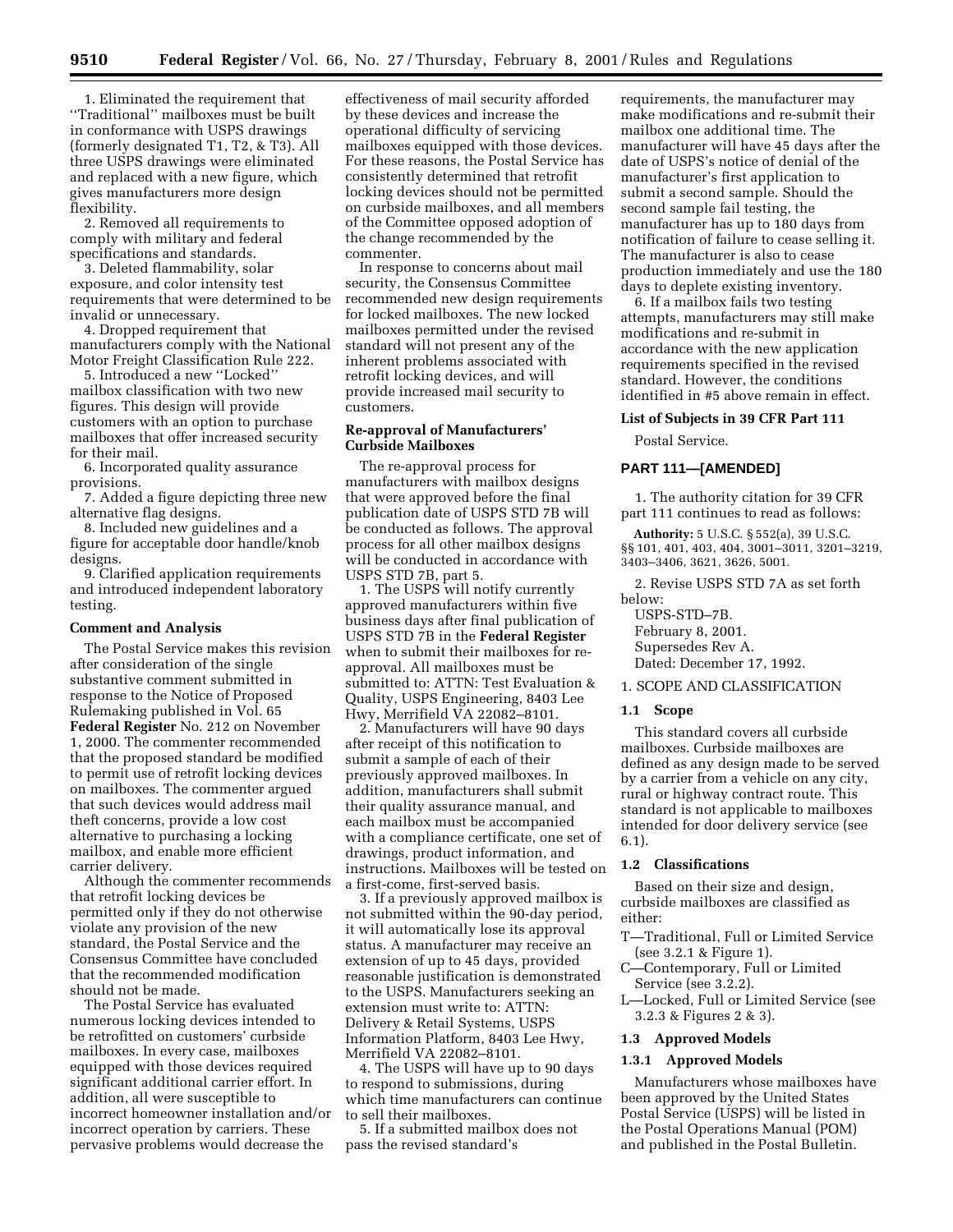1. Eliminated the requirement that ''Traditional'' mailboxes must be built in conformance with USPS drawings (formerly designated T1, T2, & T3). All three USPS drawings were eliminated and replaced with a new figure, which gives manufacturers more design flexibility.

2. Removed all requirements to comply with military and federal specifications and standards.

3. Deleted flammability, solar exposure, and color intensity test requirements that were determined to be invalid or unnecessary.

4. Dropped requirement that manufacturers comply with the National Motor Freight Classification Rule 222.

5. Introduced a new ''Locked'' mailbox classification with two new figures. This design will provide customers with an option to purchase mailboxes that offer increased security for their mail.

6. Incorporated quality assurance provisions.

7. Added a figure depicting three new alternative flag designs.

8. Included new guidelines and a figure for acceptable door handle/knob designs.

9. Clarified application requirements and introduced independent laboratory testing.

**Comment and Analysis**

The Postal Service makes this revision after consideration of the single substantive comment submitted in response to the Notice of Proposed Rulemaking published in Vol. 65 **Federal Register** No. 212 on November 1, 2000. The commenter recommended that the proposed standard be modified to permit use of retrofit locking devices on mailboxes. The commenter argued that such devices would address mail theft concerns, provide a low cost alternative to purchasing a locking mailbox, and enable more efficient carrier delivery.

Although the commenter recommends that retrofit locking devices be permitted only if they do not otherwise violate any provision of the new standard, the Postal Service and the Consensus Committee have concluded that the recommended modification should not be made.

The Postal Service has evaluated numerous locking devices intended to be retrofitted on customers' curbside mailboxes. In every case, mailboxes equipped with those devices required significant additional carrier effort. In addition, all were susceptible to incorrect homeowner installation and/or incorrect operation by carriers. These pervasive problems would decrease the effectiveness of mail security afforded by these devices and increase the operational difficulty of servicing mailboxes equipped with those devices. For these reasons, the Postal Service has consistently determined that retrofit locking devices should not be permitted on curbside mailboxes, and all members of the Committee opposed adoption of the change recommended by the commenter.

In response to concerns about mail security, the Consensus Committee recommended new design requirements for locked mailboxes. The new locked mailboxes permitted under the revised standard will not present any of the inherent problems associated with retrofit locking devices, and will provide increased mail security to customers.

**Re-approval of Manufacturers' Curbside Mailboxes**

The re-approval process for manufacturers with mailbox designs that were approved before the final publication date of USPS STD 7B will be conducted as follows. The approval process for all other mailbox designs will be conducted in accordance with USPS STD 7B, part 5.

1. The USPS will notify currently approved manufacturers within five business days after final publication of USPS STD 7B in the **Federal Register** when to submit their mailboxes for re-approval. All mailboxes must be submitted to: ATTN: Test Evaluation & Quality, USPS Engineering, 8403 Lee Hwy, Merrifield VA 22082–8101.

2. Manufacturers will have 90 days after receipt of this notification to submit a sample of each of their previously approved mailboxes. In addition, manufacturers shall submit their quality assurance manual, and each mailbox must be accompanied with a compliance certificate, one set of drawings, product information, and instructions. Mailboxes will be tested on a first-come, first-served basis.

3. If a previously approved mailbox is not submitted within the 90-day period, it will automatically lose its approval status. A manufacturer may receive an extension of up to 45 days, provided reasonable justification is demonstrated to the USPS. Manufacturers seeking an extension must write to: ATTN: Delivery & Retail Systems, USPS Information Platform, 8403 Lee Hwy, Merrifield VA 22082–8101.

4. The USPS will have up to 90 days to respond to submissions, during which time manufacturers can continue to sell their mailboxes.

5. If a submitted mailbox does not pass the revised standard's requirements, the manufacturer may make modifications and re-submit their mailbox one additional time. The manufacturer will have 45 days after the date of USPS's notice of denial of the manufacturer's first application to submit a second sample. Should the second sample fail testing, the manufacturer has up to 180 days from notification of failure to cease selling it. The manufacturer is also to cease production immediately and use the 180 days to deplete existing inventory.

6. If a mailbox fails two testing attempts, manufacturers may still make modifications and re-submit in accordance with the new application requirements specified in the revised standard. However, the conditions identified in #5 above remain in effect.

**List of Subjects in 39 CFR Part 111**

Postal Service.

**PART 111—[AMENDED]**

1. The authority citation for 39 CFR part 111 continues to read as follows:

**Authority:** 5 U.S.C. § 552(a), 39 U.S.C. §§ 101, 401, 403, 404, 3001–3011, 3201–3219, 3403–3406, 3621, 3626, 5001.

2. Revise USPS STD 7A as set forth below:

USPS-STD–7B.
February 8, 2001.
Supersedes Rev A.
Dated: December 17, 1992.

1. SCOPE AND CLASSIFICATION

**1.1 Scope**

This standard covers all curbside mailboxes. Curbside mailboxes are defined as any design made to be served by a carrier from a vehicle on any city, rural or highway contract route. This standard is not applicable to mailboxes intended for door delivery service (see 6.1).

**1.2 Classifications**

Based on their size and design, curbside mailboxes are classified as either:

T—Traditional, Full or Limited Service (see 3.2.1 & Figure 1).
C—Contemporary, Full or Limited Service (see 3.2.2).
L—Locked, Full or Limited Service (see 3.2.3 & Figures 2 & 3).

**1.3 Approved Models**

**1.3.1 Approved Models**

Manufacturers whose mailboxes have been approved by the United States Postal Service (USPS) will be listed in the Postal Operations Manual (POM) and published in the Postal Bulletin.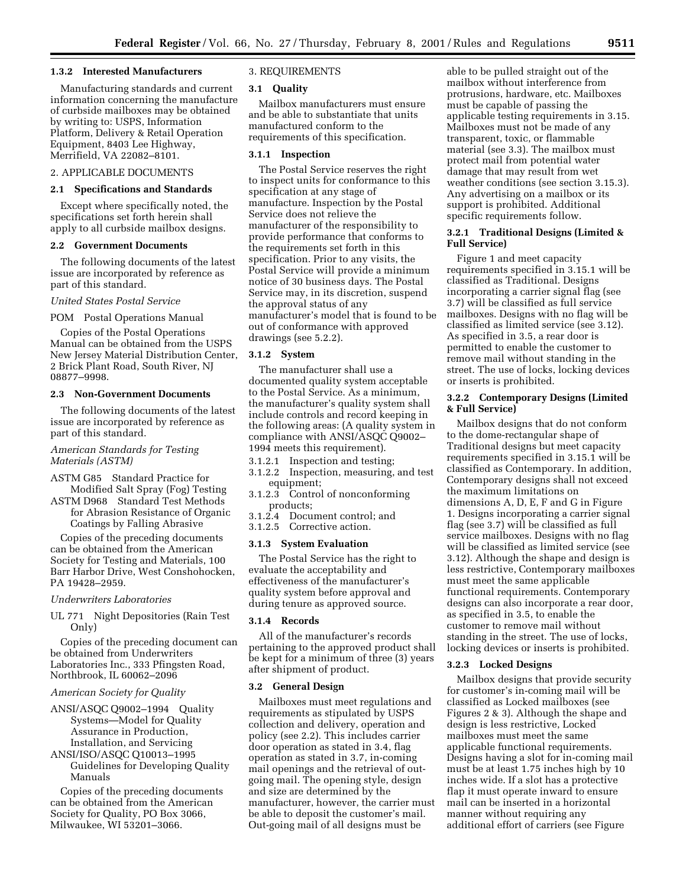### 1.3.2 Interested Manufacturers

Manufacturing standards and current information concerning the manufacture of curbside mailboxes may be obtained by writing to: USPS, Information Platform, Delivery & Retail Operation Equipment, 8403 Lee Highway, Merrifield, VA 22082–8101.

## 2. APPLICABLE DOCUMENTS

### 2.1 Specifications and Standards

Except where specifically noted, the specifications set forth herein shall apply to all curbside mailbox designs.

### 2.2 Government Documents

The following documents of the latest issue are incorporated by reference as part of this standard.

*United States Postal Service*

POM Postal Operations Manual

Copies of the Postal Operations Manual can be obtained from the USPS New Jersey Material Distribution Center, 2 Brick Plant Road, South River, NJ 08877–9998.

### 2.3 Non-Government Documents

The following documents of the latest issue are incorporated by reference as part of this standard.

*American Standards for Testing Materials (ASTM)*

ASTM G85 Standard Practice for Modified Salt Spray (Fog) Testing

ASTM D968 Standard Test Methods for Abrasion Resistance of Organic Coatings by Falling Abrasive

Copies of the preceding documents can be obtained from the American Society for Testing and Materials, 100 Barr Harbor Drive, West Conshohocken, PA 19428–2959.

*Underwriters Laboratories*

UL 771 Night Depositories (Rain Test Only)

Copies of the preceding document can be obtained from Underwriters Laboratories Inc., 333 Pfingsten Road, Northbrook, IL 60062–2096

*American Society for Quality*

ANSI/ASQC Q9002–1994 Quality Systems—Model for Quality Assurance in Production, Installation, and Servicing

ANSI/ISO/ASQC Q10013–1995 Guidelines for Developing Quality Manuals

Copies of the preceding documents can be obtained from the American Society for Quality, PO Box 3066, Milwaukee, WI 53201–3066.

## 3. REQUIREMENTS

### 3.1 Quality

Mailbox manufacturers must ensure and be able to substantiate that units manufactured conform to the requirements of this specification.

#### 3.1.1 Inspection

The Postal Service reserves the right to inspect units for conformance to this specification at any stage of manufacture. Inspection by the Postal Service does not relieve the manufacturer of the responsibility to provide performance that conforms to the requirements set forth in this specification. Prior to any visits, the Postal Service will provide a minimum notice of 30 business days. The Postal Service may, in its discretion, suspend the approval status of any manufacturer's model that is found to be out of conformance with approved drawings (see 5.2.2).

#### 3.1.2 System

The manufacturer shall use a documented quality system acceptable to the Postal Service. As a minimum, the manufacturer's quality system shall include controls and record keeping in the following areas: (A quality system in compliance with ANSI/ASQC Q9002–1994 meets this requirement).

3.1.2.1 Inspection and testing;
3.1.2.2 Inspection, measuring, and test equipment;
3.1.2.3 Control of nonconforming products;
3.1.2.4 Document control; and
3.1.2.5 Corrective action.

#### 3.1.3 System Evaluation

The Postal Service has the right to evaluate the acceptability and effectiveness of the manufacturer's quality system before approval and during tenure as approved source.

#### 3.1.4 Records

All of the manufacturer's records pertaining to the approved product shall be kept for a minimum of three (3) years after shipment of product.

### 3.2 General Design

Mailboxes must meet regulations and requirements as stipulated by USPS collection and delivery, operation and policy (see 2.2). This includes carrier door operation as stated in 3.4, flag operation as stated in 3.7, in-coming mail openings and the retrieval of out-going mail. The opening style, design and size are determined by the manufacturer, however, the carrier must be able to deposit the customer's mail. Out-going mail of all designs must be able to be pulled straight out of the mailbox without interference from protrusions, hardware, etc. Mailboxes must be capable of passing the applicable testing requirements in 3.15. Mailboxes must not be made of any transparent, toxic, or flammable material (see 3.3). The mailbox must protect mail from potential water damage that may result from wet weather conditions (see section 3.15.3). Any advertising on a mailbox or its support is prohibited. Additional specific requirements follow.

#### 3.2.1 Traditional Designs (Limited & Full Service)

Figure 1 and meet capacity requirements specified in 3.15.1 will be classified as Traditional. Designs incorporating a carrier signal flag (see 3.7) will be classified as full service mailboxes. Designs with no flag will be classified as limited service (see 3.12). As specified in 3.5, a rear door is permitted to enable the customer to remove mail without standing in the street. The use of locks, locking devices or inserts is prohibited.

#### 3.2.2 Contemporary Designs (Limited & Full Service)

Mailbox designs that do not conform to the dome-rectangular shape of Traditional designs but meet capacity requirements specified in 3.15.1 will be classified as Contemporary. In addition, Contemporary designs shall not exceed the maximum limitations on dimensions A, D, E, F and G in Figure 1. Designs incorporating a carrier signal flag (see 3.7) will be classified as full service mailboxes. Designs with no flag will be classified as limited service (see 3.12). Although the shape and design is less restrictive, Contemporary mailboxes must meet the same applicable functional requirements. Contemporary designs can also incorporate a rear door, as specified in 3.5, to enable the customer to remove mail without standing in the street. The use of locks, locking devices or inserts is prohibited.

#### 3.2.3 Locked Designs

Mailbox designs that provide security for customer's in-coming mail will be classified as Locked mailboxes (see Figures 2 & 3). Although the shape and design is less restrictive, Locked mailboxes must meet the same applicable functional requirements. Designs having a slot for in-coming mail must be at least 1.75 inches high by 10 inches wide. If a slot has a protective flap it must operate inward to ensure mail can be inserted in a horizontal manner without requiring any additional effort of carriers (see Figure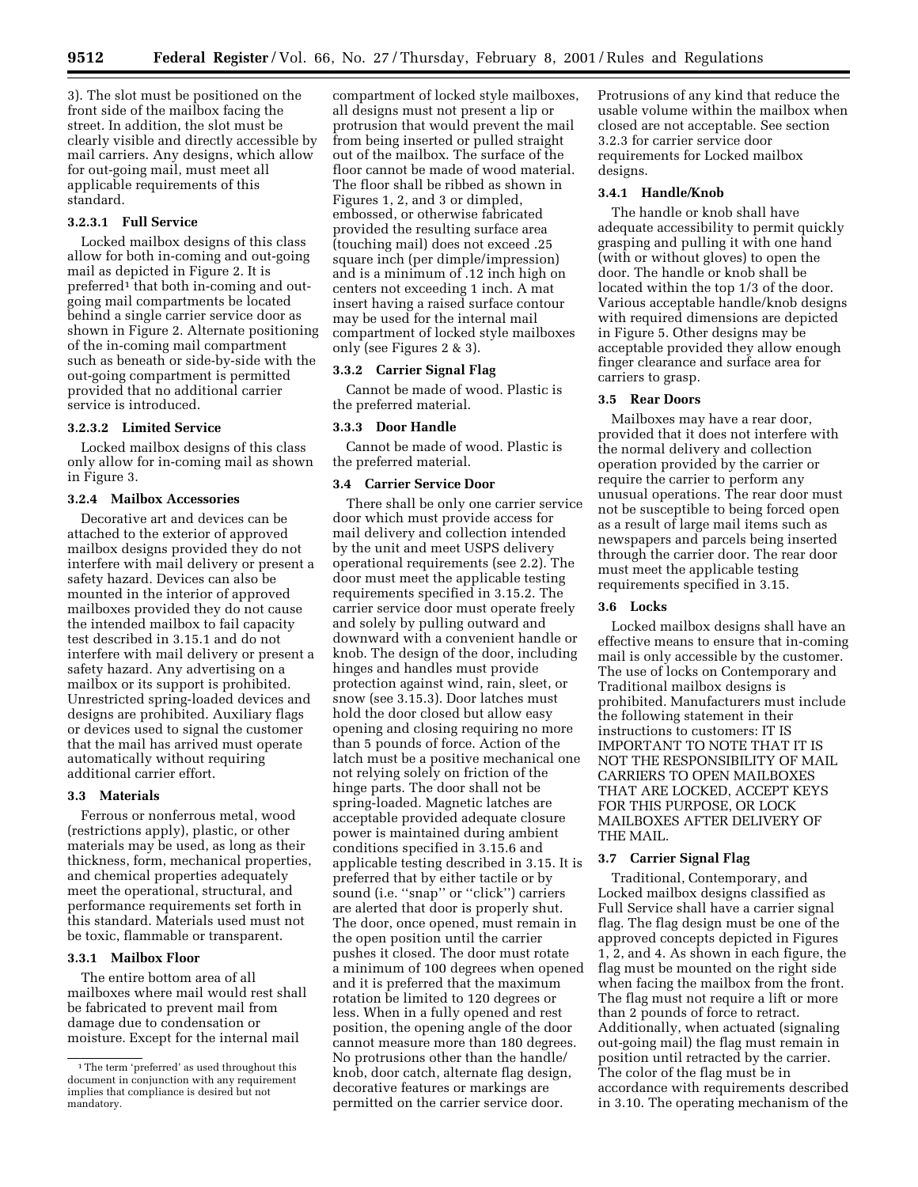3). The slot must be positioned on the front side of the mailbox facing the street. In addition, the slot must be clearly visible and directly accessible by mail carriers. Any designs, which allow for out-going mail, must meet all applicable requirements of this standard.

#### 3.2.3.1 Full Service

Locked mailbox designs of this class allow for both in-coming and out-going mail as depicted in Figure 2. It is preferred[1] that both in-coming and out-going mail compartments be located behind a single carrier service door as shown in Figure 2. Alternate positioning of the in-coming mail compartment such as beneath or side-by-side with the out-going compartment is permitted provided that no additional carrier service is introduced.

#### 3.2.3.2 Limited Service

Locked mailbox designs of this class only allow for in-coming mail as shown in Figure 3.

#### 3.2.4 Mailbox Accessories

Decorative art and devices can be attached to the exterior of approved mailbox designs provided they do not interfere with mail delivery or present a safety hazard. Devices can also be mounted in the interior of approved mailboxes provided they do not cause the intended mailbox to fail capacity test described in 3.15.1 and do not interfere with mail delivery or present a safety hazard. Any advertising on a mailbox or its support is prohibited. Unrestricted spring-loaded devices and designs are prohibited. Auxiliary flags or devices used to signal the customer that the mail has arrived must operate automatically without requiring additional carrier effort.

### 3.3 Materials

Ferrous or nonferrous metal, wood (restrictions apply), plastic, or other materials may be used, as long as their thickness, form, mechanical properties, and chemical properties adequately meet the operational, structural, and performance requirements set forth in this standard. Materials used must not be toxic, flammable or transparent.

#### 3.3.1 Mailbox Floor

The entire bottom area of all mailboxes where mail would rest shall be fabricated to prevent mail from damage due to condensation or moisture. Except for the internal mail compartment of locked style mailboxes, all designs must not present a lip or protrusion that would prevent the mail from being inserted or pulled straight out of the mailbox. The surface of the floor cannot be made of wood material. The floor shall be ribbed as shown in Figures 1, 2, and 3 or dimpled, embossed, or otherwise fabricated provided the resulting surface area (touching mail) does not exceed .25 square inch (per dimple/impression) and is a minimum of .12 inch high on centers not exceeding 1 inch. A mat insert having a raised surface contour may be used for the internal mail compartment of locked style mailboxes only (see Figures 2 & 3).

#### 3.3.2 Carrier Signal Flag

Cannot be made of wood. Plastic is the preferred material.

#### 3.3.3 Door Handle

Cannot be made of wood. Plastic is the preferred material.

### 3.4 Carrier Service Door

There shall be only one carrier service door which must provide access for mail delivery and collection intended by the unit and meet USPS delivery operational requirements (see 2.2). The door must meet the applicable testing requirements specified in 3.15.2. The carrier service door must operate freely and solely by pulling outward and downward with a convenient handle or knob. The design of the door, including hinges and handles must provide protection against wind, rain, sleet, or snow (see 3.15.3). Door latches must hold the door closed but allow easy opening and closing requiring no more than 5 pounds of force. Action of the latch must be a positive mechanical one not relying solely on friction of the hinge parts. The door shall not be spring-loaded. Magnetic latches are acceptable provided adequate closure power is maintained during ambient conditions specified in 3.15.6 and applicable testing described in 3.15. It is preferred that by either tactile or by sound (i.e. ''snap'' or ''click'') carriers are alerted that door is properly shut. The door, once opened, must remain in the open position until the carrier pushes it closed. The door must rotate a minimum of 100 degrees when opened and it is preferred that the maximum rotation be limited to 120 degrees or less. When in a fully opened and rest position, the opening angle of the door cannot measure more than 180 degrees. No protrusions other than the handle/knob, door catch, alternate flag design, decorative features or markings are permitted on the carrier service door. Protrusions of any kind that reduce the usable volume within the mailbox when closed are not acceptable. See section 3.2.3 for carrier service door requirements for Locked mailbox designs.

#### 3.4.1 Handle/Knob

The handle or knob shall have adequate accessibility to permit quickly grasping and pulling it with one hand (with or without gloves) to open the door. The handle or knob shall be located within the top 1/3 of the door. Various acceptable handle/knob designs with required dimensions are depicted in Figure 5. Other designs may be acceptable provided they allow enough finger clearance and surface area for carriers to grasp.

### 3.5 Rear Doors

Mailboxes may have a rear door, provided that it does not interfere with the normal delivery and collection operation provided by the carrier or require the carrier to perform any unusual operations. The rear door must not be susceptible to being forced open as a result of large mail items such as newspapers and parcels being inserted through the carrier door. The rear door must meet the applicable testing requirements specified in 3.15.

### 3.6 Locks

Locked mailbox designs shall have an effective means to ensure that in-coming mail is only accessible by the customer. The use of locks on Contemporary and Traditional mailbox designs is prohibited. Manufacturers must include the following statement in their instructions to customers: IT IS IMPORTANT TO NOTE THAT IT IS NOT THE RESPONSIBILITY OF MAIL CARRIERS TO OPEN MAILBOXES THAT ARE LOCKED, ACCEPT KEYS FOR THIS PURPOSE, OR LOCK MAILBOXES AFTER DELIVERY OF THE MAIL.

### 3.7 Carrier Signal Flag

Traditional, Contemporary, and Locked mailbox designs classified as Full Service shall have a carrier signal flag. The flag design must be one of the approved concepts depicted in Figures 1, 2, and 4. As shown in each figure, the flag must be mounted on the right side when facing the mailbox from the front. The flag must not require a lift or more than 2 pounds of force to retract. Additionally, when actuated (signaling out-going mail) the flag must remain in position until retracted by the carrier. The color of the flag must be in accordance with requirements described in 3.10. The operating mechanism of the

---

[1] The term 'preferred' as used throughout this document in conjunction with any requirement implies that compliance is desired but not mandatory.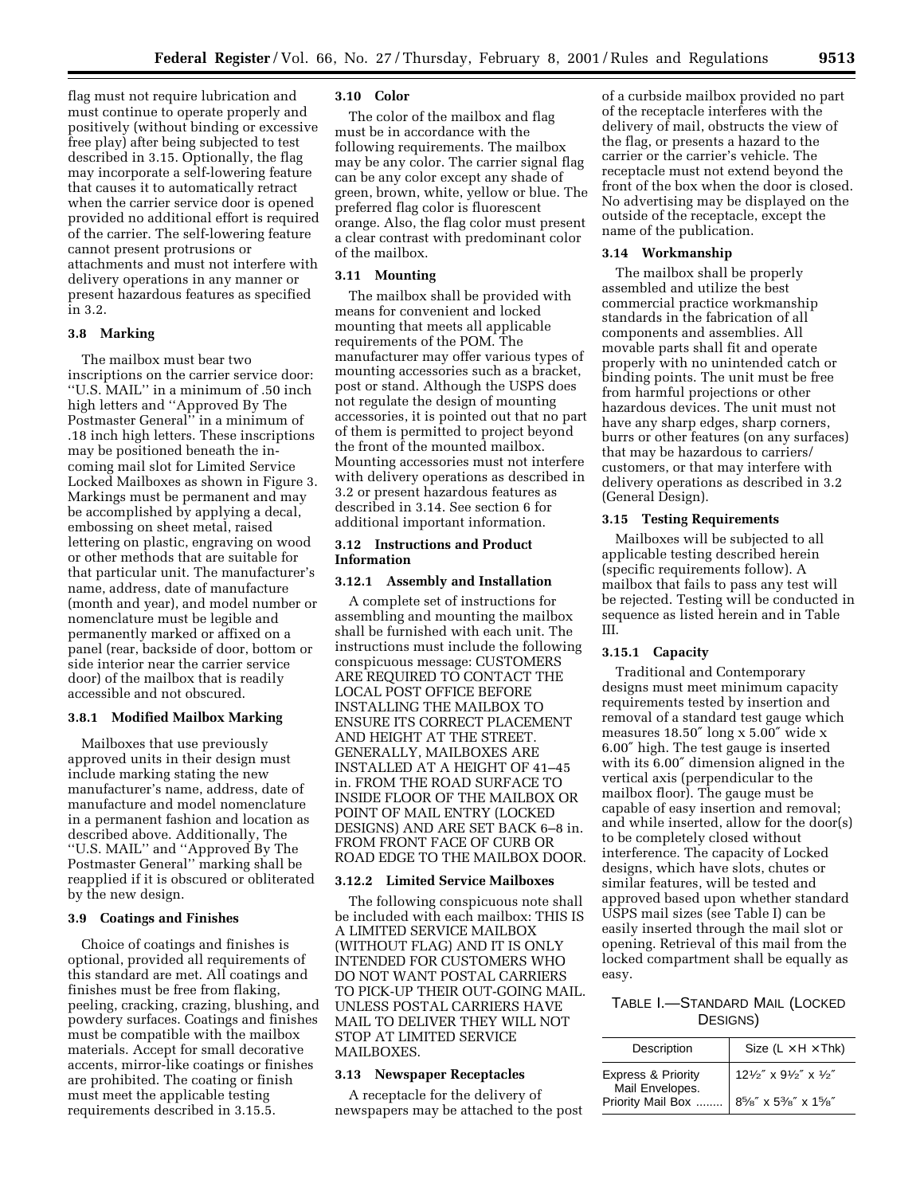flag must not require lubrication and must continue to operate properly and positively (without binding or excessive free play) after being subjected to test described in 3.15. Optionally, the flag may incorporate a self-lowering feature that causes it to automatically retract when the carrier service door is opened provided no additional effort is required of the carrier. The self-lowering feature cannot present protrusions or attachments and must not interfere with delivery operations in any manner or present hazardous features as specified in 3.2.

### 3.8 Marking

The mailbox must bear two inscriptions on the carrier service door: ''U.S. MAIL'' in a minimum of .50 inch high letters and ''Approved By The Postmaster General'' in a minimum of .18 inch high letters. These inscriptions may be positioned beneath the in-coming mail slot for Limited Service Locked Mailboxes as shown in Figure 3. Markings must be permanent and may be accomplished by applying a decal, embossing on sheet metal, raised lettering on plastic, engraving on wood or other methods that are suitable for that particular unit. The manufacturer's name, address, date of manufacture (month and year), and model number or nomenclature must be legible and permanently marked or affixed on a panel (rear, backside of door, bottom or side interior near the carrier service door) of the mailbox that is readily accessible and not obscured.

### 3.8.1 Modified Mailbox Marking

Mailboxes that use previously approved units in their design must include marking stating the new manufacturer's name, address, date of manufacture and model nomenclature in a permanent fashion and location as described above. Additionally, The ''U.S. MAIL'' and ''Approved By The Postmaster General'' marking shall be reapplied if it is obscured or obliterated by the new design.

### 3.9 Coatings and Finishes

Choice of coatings and finishes is optional, provided all requirements of this standard are met. All coatings and finishes must be free from flaking, peeling, cracking, crazing, blushing, and powdery surfaces. Coatings and finishes must be compatible with the mailbox materials. Accept for small decorative accents, mirror-like coatings or finishes are prohibited. The coating or finish must meet the applicable testing requirements described in 3.15.5.

### 3.10 Color

The color of the mailbox and flag must be in accordance with the following requirements. The mailbox may be any color. The carrier signal flag can be any color except any shade of green, brown, white, yellow or blue. The preferred flag color is fluorescent orange. Also, the flag color must present a clear contrast with predominant color of the mailbox.

### 3.11 Mounting

The mailbox shall be provided with means for convenient and locked mounting that meets all applicable requirements of the POM. The manufacturer may offer various types of mounting accessories such as a bracket, post or stand. Although the USPS does not regulate the design of mounting accessories, it is pointed out that no part of them is permitted to project beyond the front of the mounted mailbox. Mounting accessories must not interfere with delivery operations as described in 3.2 or present hazardous features as described in 3.14. See section 6 for additional important information.

### 3.12 Instructions and Product Information

### 3.12.1 Assembly and Installation

A complete set of instructions for assembling and mounting the mailbox shall be furnished with each unit. The instructions must include the following conspicuous message: CUSTOMERS ARE REQUIRED TO CONTACT THE LOCAL POST OFFICE BEFORE INSTALLING THE MAILBOX TO ENSURE ITS CORRECT PLACEMENT AND HEIGHT AT THE STREET. GENERALLY, MAILBOXES ARE INSTALLED AT A HEIGHT OF 41–45 in. FROM THE ROAD SURFACE TO INSIDE FLOOR OF THE MAILBOX OR POINT OF MAIL ENTRY (LOCKED DESIGNS) AND ARE SET BACK 6–8 in. FROM FRONT FACE OF CURB OR ROAD EDGE TO THE MAILBOX DOOR.

### 3.12.2 Limited Service Mailboxes

The following conspicuous note shall be included with each mailbox: THIS IS A LIMITED SERVICE MAILBOX (WITHOUT FLAG) AND IT IS ONLY INTENDED FOR CUSTOMERS WHO DO NOT WANT POSTAL CARRIERS TO PICK-UP THEIR OUT-GOING MAIL. UNLESS POSTAL CARRIERS HAVE MAIL TO DELIVER THEY WILL NOT STOP AT LIMITED SERVICE MAILBOXES.

### 3.13 Newspaper Receptacles

A receptacle for the delivery of newspapers may be attached to the post of a curbside mailbox provided no part of the receptacle interferes with the delivery of mail, obstructs the view of the flag, or presents a hazard to the carrier or the carrier's vehicle. The receptacle must not extend beyond the front of the box when the door is closed. No advertising may be displayed on the outside of the receptacle, except the name of the publication.

### 3.14 Workmanship

The mailbox shall be properly assembled and utilize the best commercial practice workmanship standards in the fabrication of all components and assemblies. All movable parts shall fit and operate properly with no unintended catch or binding points. The unit must be free from harmful projections or other hazardous devices. The unit must not have any sharp edges, sharp corners, burrs or other features (on any surfaces) that may be hazardous to carriers/customers, or that may interfere with delivery operations as described in 3.2 (General Design).

### 3.15 Testing Requirements

Mailboxes will be subjected to all applicable testing described herein (specific requirements follow). A mailbox that fails to pass any test will be rejected. Testing will be conducted in sequence as listed herein and in Table III.

### 3.15.1 Capacity

Traditional and Contemporary designs must meet minimum capacity requirements tested by insertion and removal of a standard test gauge which measures 18.50″ long x 5.00″ wide x 6.00″ high. The test gauge is inserted with its 6.00″ dimension aligned in the vertical axis (perpendicular to the mailbox floor). The gauge must be capable of easy insertion and removal; and while inserted, allow for the door(s) to be completely closed without interference. The capacity of Locked designs, which have slots, chutes or similar features, will be tested and approved based upon whether standard USPS mail sizes (see Table I) can be easily inserted through the mail slot or opening. Retrieval of this mail from the locked compartment shall be equally as easy.

TABLE I.—STANDARD MAIL (LOCKED DESIGNS)

| Description | Size (L × H × Thk) |
|---|---|
| Express & Priority Mail Envelopes. | 12½″ x 9½″ x ½″ |
| Priority Mail Box | 8⅝″ x 5⅜″ x 1⅝″ |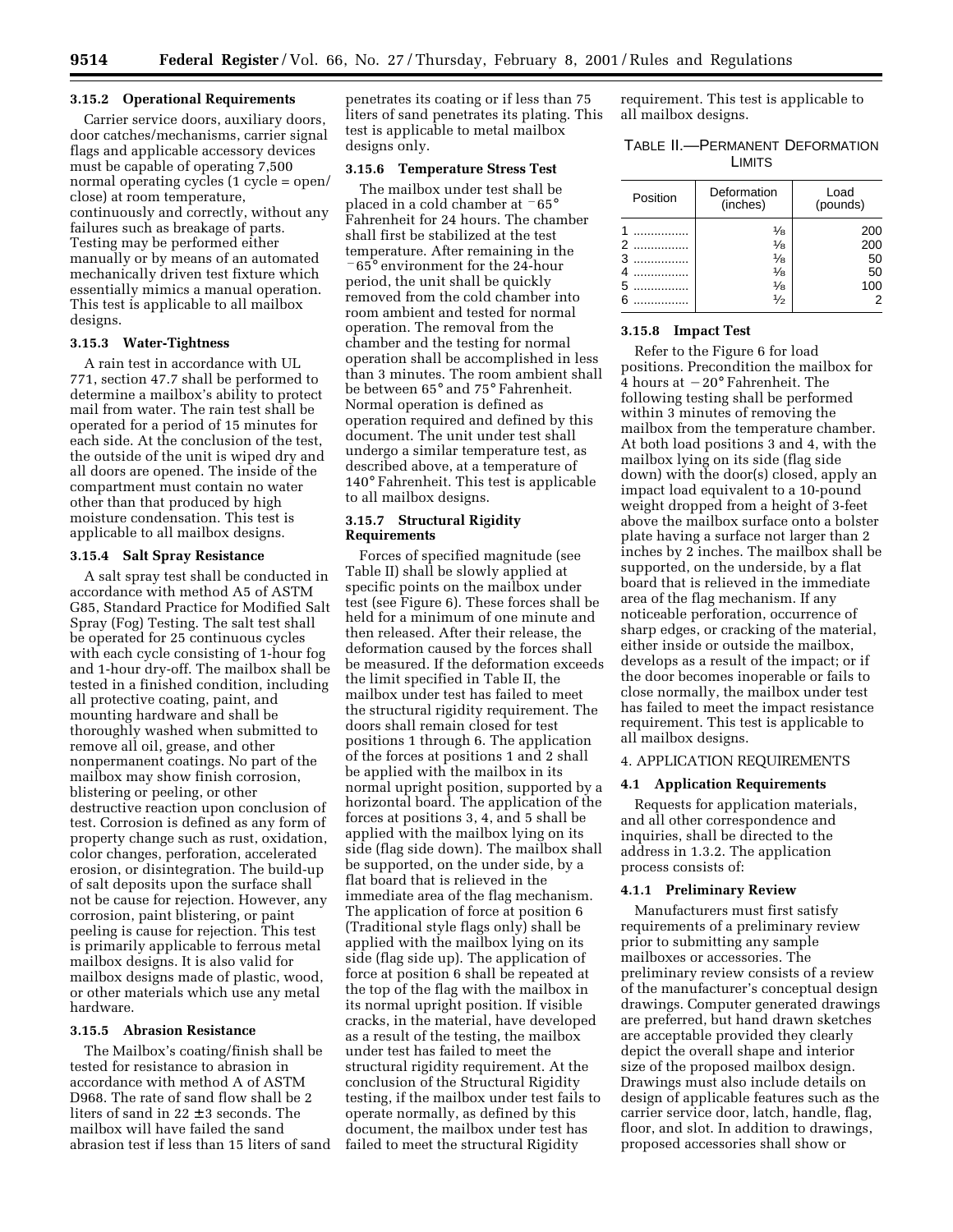#### 3.15.2 Operational Requirements

Carrier service doors, auxiliary doors, door catches/mechanisms, carrier signal flags and applicable accessory devices must be capable of operating 7,500 normal operating cycles (1 cycle = open/close) at room temperature, continuously and correctly, without any failures such as breakage of parts. Testing may be performed either manually or by means of an automated mechanically driven test fixture which essentially mimics a manual operation. This test is applicable to all mailbox designs.

#### 3.15.3 Water-Tightness

A rain test in accordance with UL 771, section 47.7 shall be performed to determine a mailbox's ability to protect mail from water. The rain test shall be operated for a period of 15 minutes for each side. At the conclusion of the test, the outside of the unit is wiped dry and all doors are opened. The inside of the compartment must contain no water other than that produced by high moisture condensation. This test is applicable to all mailbox designs.

#### 3.15.4 Salt Spray Resistance

A salt spray test shall be conducted in accordance with method A5 of ASTM G85, Standard Practice for Modified Salt Spray (Fog) Testing. The salt test shall be operated for 25 continuous cycles with each cycle consisting of 1-hour fog and 1-hour dry-off. The mailbox shall be tested in a finished condition, including all protective coating, paint, and mounting hardware and shall be thoroughly washed when submitted to remove all oil, grease, and other nonpermanent coatings. No part of the mailbox may show finish corrosion, blistering or peeling, or other destructive reaction upon conclusion of test. Corrosion is defined as any form of property change such as rust, oxidation, color changes, perforation, accelerated erosion, or disintegration. The build-up of salt deposits upon the surface shall not be cause for rejection. However, any corrosion, paint blistering, or paint peeling is cause for rejection. This test is primarily applicable to ferrous metal mailbox designs. It is also valid for mailbox designs made of plastic, wood, or other materials which use any metal hardware.

#### 3.15.5 Abrasion Resistance

The Mailbox's coating/finish shall be tested for resistance to abrasion in accordance with method A of ASTM D968. The rate of sand flow shall be 2 liters of sand in 22 ±3 seconds. The mailbox will have failed the sand abrasion test if less than 15 liters of sand penetrates its coating or if less than 75 liters of sand penetrates its plating. This test is applicable to metal mailbox designs only.

#### 3.15.6 Temperature Stress Test

The mailbox under test shall be placed in a cold chamber at −65° Fahrenheit for 24 hours. The chamber shall first be stabilized at the test temperature. After remaining in the −65° environment for the 24-hour period, the unit shall be quickly removed from the cold chamber into room ambient and tested for normal operation. The removal from the chamber and the testing for normal operation shall be accomplished in less than 3 minutes. The room ambient shall be between 65° and 75° Fahrenheit. Normal operation is defined as operation required and defined by this document. The unit under test shall undergo a similar temperature test, as described above, at a temperature of 140° Fahrenheit. This test is applicable to all mailbox designs.

#### 3.15.7 Structural Rigidity Requirements

Forces of specified magnitude (see Table II) shall be slowly applied at specific points on the mailbox under test (see Figure 6). These forces shall be held for a minimum of one minute and then released. After their release, the deformation caused by the forces shall be measured. If the deformation exceeds the limit specified in Table II, the mailbox under test has failed to meet the structural rigidity requirement. The doors shall remain closed for test positions 1 through 6. The application of the forces at positions 1 and 2 shall be applied with the mailbox in its normal upright position, supported by a horizontal board. The application of the forces at positions 3, 4, and 5 shall be applied with the mailbox lying on its side (flag side down). The mailbox shall be supported, on the under side, by a flat board that is relieved in the immediate area of the flag mechanism. The application of force at position 6 (Traditional style flags only) shall be applied with the mailbox lying on its side (flag side up). The application of force at position 6 shall be repeated at the top of the flag with the mailbox in its normal upright position. If visible cracks, in the material, have developed as a result of the testing, the mailbox under test has failed to meet the structural rigidity requirement. At the conclusion of the Structural Rigidity testing, if the mailbox under test fails to operate normally, as defined by this document, the mailbox under test has failed to meet the structural Rigidity requirement. This test is applicable to all mailbox designs.

TABLE II.—PERMANENT DEFORMATION LIMITS

| Position | Deformation (inches) | Load (pounds) |
|---|---|---|
| 1 | 1/8 | 200 |
| 2 | 1/8 | 200 |
| 3 | 1/8 | 50 |
| 4 | 1/8 | 50 |
| 5 | 1/8 | 100 |
| 6 | 1/2 | 2 |

#### 3.15.8 Impact Test

Refer to the Figure 6 for load positions. Precondition the mailbox for 4 hours at −20° Fahrenheit. The following testing shall be performed within 3 minutes of removing the mailbox from the temperature chamber. At both load positions 3 and 4, with the mailbox lying on its side (flag side down) with the door(s) closed, apply an impact load equivalent to a 10-pound weight dropped from a height of 3-feet above the mailbox surface onto a bolster plate having a surface not larger than 2 inches by 2 inches. The mailbox shall be supported, on the underside, by a flat board that is relieved in the immediate area of the flag mechanism. If any noticeable perforation, occurrence of sharp edges, or cracking of the material, either inside or outside the mailbox, develops as a result of the impact; or if the door becomes inoperable or fails to close normally, the mailbox under test has failed to meet the impact resistance requirement. This test is applicable to all mailbox designs.

## 4. APPLICATION REQUIREMENTS

### 4.1 Application Requirements

Requests for application materials, and all other correspondence and inquiries, shall be directed to the address in 1.3.2. The application process consists of:

#### 4.1.1 Preliminary Review

Manufacturers must first satisfy requirements of a preliminary review prior to submitting any sample mailboxes or accessories. The preliminary review consists of a review of the manufacturer's conceptual design drawings. Computer generated drawings are preferred, but hand drawn sketches are acceptable provided they clearly depict the overall shape and interior size of the proposed mailbox design. Drawings must also include details on design of applicable features such as the carrier service door, latch, handle, flag, floor, and slot. In addition to drawings, proposed accessories shall show or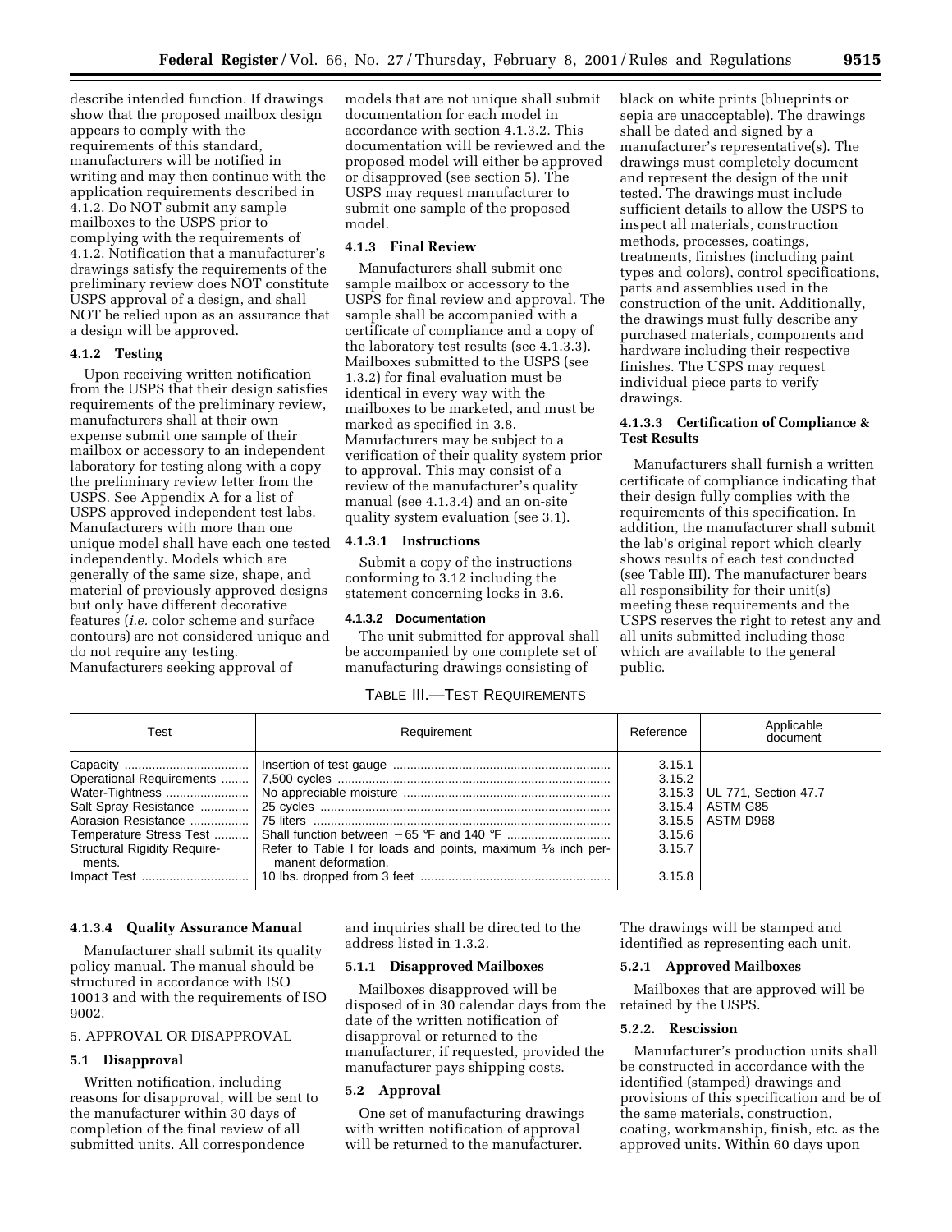describe intended function. If drawings show that the proposed mailbox design appears to comply with the requirements of this standard, manufacturers will be notified in writing and may then continue with the application requirements described in 4.1.2. Do NOT submit any sample mailboxes to the USPS prior to complying with the requirements of 4.1.2. Notification that a manufacturer's drawings satisfy the requirements of the preliminary review does NOT constitute USPS approval of a design, and shall NOT be relied upon as an assurance that a design will be approved.

#### 4.1.2 Testing

Upon receiving written notification from the USPS that their design satisfies requirements of the preliminary review, manufacturers shall at their own expense submit one sample of their mailbox or accessory to an independent laboratory for testing along with a copy the preliminary review letter from the USPS. See Appendix A for a list of USPS approved independent test labs. Manufacturers with more than one unique model shall have each one tested independently. Models which are generally of the same size, shape, and material of previously approved designs but only have different decorative features (*i.e.* color scheme and surface contours) are not considered unique and do not require any testing. Manufacturers seeking approval of models that are not unique shall submit documentation for each model in accordance with section 4.1.3.2. This documentation will be reviewed and the proposed model will either be approved or disapproved (see section 5). The USPS may request manufacturer to submit one sample of the proposed model.

#### 4.1.3 Final Review

Manufacturers shall submit one sample mailbox or accessory to the USPS for final review and approval. The sample shall be accompanied with a certificate of compliance and a copy of the laboratory test results (see 4.1.3.3). Mailboxes submitted to the USPS (see 1.3.2) for final evaluation must be identical in every way with the mailboxes to be marketed, and must be marked as specified in 3.8. Manufacturers may be subject to a verification of their quality system prior to approval. This may consist of a review of the manufacturer's quality manual (see 4.1.3.4) and an on-site quality system evaluation (see 3.1).

#### 4.1.3.1 Instructions

Submit a copy of the instructions conforming to 3.12 including the statement concerning locks in 3.6.

#### 4.1.3.2 Documentation

The unit submitted for approval shall be accompanied by one complete set of manufacturing drawings consisting of black on white prints (blueprints or sepia are unacceptable). The drawings shall be dated and signed by a manufacturer's representative(s). The drawings must completely document and represent the design of the unit tested. The drawings must include sufficient details to allow the USPS to inspect all materials, construction methods, processes, coatings, treatments, finishes (including paint types and colors), control specifications, parts and assemblies used in the construction of the unit. Additionally, the drawings must fully describe any purchased materials, components and hardware including their respective finishes. The USPS may request individual piece parts to verify drawings.

#### 4.1.3.3 Certification of Compliance & Test Results

Manufacturers shall furnish a written certificate of compliance indicating that their design fully complies with the requirements of this specification. In addition, the manufacturer shall submit the lab's original report which clearly shows results of each test conducted (see Table III). The manufacturer bears all responsibility for their unit(s) meeting these requirements and the USPS reserves the right to retest any and all units submitted including those which are available to the general public.

TABLE III.—TEST REQUIREMENTS

| Test | Requirement | Reference | Applicable document |
|---|---|---|---|
| Capacity | Insertion of test gauge | 3.15.1 | |
| Operational Requirements | 7,500 cycles | 3.15.2 | |
| Water-Tightness | No appreciable moisture | 3.15.3 | UL 771, Section 47.7 |
| Salt Spray Resistance | 25 cycles | 3.15.4 | ASTM G85 |
| Abrasion Resistance | 75 liters | 3.15.5 | ASTM D968 |
| Temperature Stress Test | Shall function between −65 °F and 140 °F | 3.15.6 | |
| Structural Rigidity Requirements. | Refer to Table I for loads and points, maximum ⅛ inch permanent deformation. | 3.15.7 | |
| Impact Test | 10 lbs. dropped from 3 feet | 3.15.8 | |

#### 4.1.3.4 Quality Assurance Manual

Manufacturer shall submit its quality policy manual. The manual should be structured in accordance with ISO 10013 and with the requirements of ISO 9002.

## 5. APPROVAL OR DISAPPROVAL

### 5.1 Disapproval

Written notification, including reasons for disapproval, will be sent to the manufacturer within 30 days of completion of the final review of all submitted units. All correspondence and inquiries shall be directed to the address listed in 1.3.2.

#### 5.1.1 Disapproved Mailboxes

Mailboxes disapproved will be disposed of in 30 calendar days from the date of the written notification of disapproval or returned to the manufacturer, if requested, provided the manufacturer pays shipping costs.

### 5.2 Approval

One set of manufacturing drawings with written notification of approval will be returned to the manufacturer. The drawings will be stamped and identified as representing each unit.

#### 5.2.1 Approved Mailboxes

Mailboxes that are approved will be retained by the USPS.

#### 5.2.2. Rescission

Manufacturer's production units shall be constructed in accordance with the identified (stamped) drawings and provisions of this specification and be of the same materials, construction, coating, workmanship, finish, etc. as the approved units. Within 60 days upon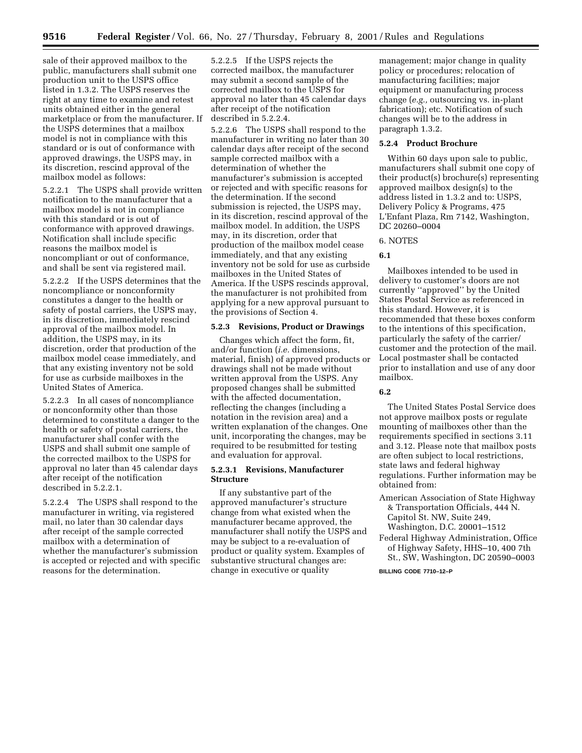sale of their approved mailbox to the public, manufacturers shall submit one production unit to the USPS office listed in 1.3.2. The USPS reserves the right at any time to examine and retest units obtained either in the general marketplace or from the manufacturer. If the USPS determines that a mailbox model is not in compliance with this standard or is out of conformance with approved drawings, the USPS may, in its discretion, rescind approval of the mailbox model as follows:

5.2.2.1 The USPS shall provide written notification to the manufacturer that a mailbox model is not in compliance with this standard or is out of conformance with approved drawings. Notification shall include specific reasons the mailbox model is noncompliant or out of conformance, and shall be sent via registered mail.

5.2.2.2 If the USPS determines that the noncompliance or nonconformity constitutes a danger to the health or safety of postal carriers, the USPS may, in its discretion, immediately rescind approval of the mailbox model. In addition, the USPS may, in its discretion, order that production of the mailbox model cease immediately, and that any existing inventory not be sold for use as curbside mailboxes in the United States of America.

5.2.2.3 In all cases of noncompliance or nonconformity other than those determined to constitute a danger to the health or safety of postal carriers, the manufacturer shall confer with the USPS and shall submit one sample of the corrected mailbox to the USPS for approval no later than 45 calendar days after receipt of the notification described in 5.2.2.1.

5.2.2.4 The USPS shall respond to the manufacturer in writing, via registered mail, no later than 30 calendar days after receipt of the sample corrected mailbox with a determination of whether the manufacturer's submission is accepted or rejected and with specific reasons for the determination.

5.2.2.5 If the USPS rejects the corrected mailbox, the manufacturer may submit a second sample of the corrected mailbox to the USPS for approval no later than 45 calendar days after receipt of the notification described in 5.2.2.4.

5.2.2.6 The USPS shall respond to the manufacturer in writing no later than 30 calendar days after receipt of the second sample corrected mailbox with a determination of whether the manufacturer's submission is accepted or rejected and with specific reasons for the determination. If the second submission is rejected, the USPS may, in its discretion, rescind approval of the mailbox model. In addition, the USPS may, in its discretion, order that production of the mailbox model cease immediately, and that any existing inventory not be sold for use as curbside mailboxes in the United States of America. If the USPS rescinds approval, the manufacturer is not prohibited from applying for a new approval pursuant to the provisions of Section 4.

**5.2.3 Revisions, Product or Drawings**

Changes which affect the form, fit, and/or function (*i.e.* dimensions, material, finish) of approved products or drawings shall not be made without written approval from the USPS. Any proposed changes shall be submitted with the affected documentation, reflecting the changes (including a notation in the revision area) and a written explanation of the changes. One unit, incorporating the changes, may be required to be resubmitted for testing and evaluation for approval.

**5.2.3.1 Revisions, Manufacturer Structure**

If any substantive part of the approved manufacturer's structure change from what existed when the manufacturer became approved, the manufacturer shall notify the USPS and may be subject to a re-evaluation of product or quality system. Examples of substantive structural changes are: change in executive or quality management; major change in quality policy or procedures; relocation of manufacturing facilities; major equipment or manufacturing process change (*e.g.,* outsourcing vs. in-plant fabrication); etc. Notification of such changes will be to the address in paragraph 1.3.2.

**5.2.4 Product Brochure**

Within 60 days upon sale to public, manufacturers shall submit one copy of their product(s) brochure(s) representing approved mailbox design(s) to the address listed in 1.3.2 and to: USPS, Delivery Policy & Programs, 475 L'Enfant Plaza, Rm 7142, Washington, DC 20260–0004

6. NOTES

**6.1**

Mailboxes intended to be used in delivery to customer's doors are not currently "approved" by the United States Postal Service as referenced in this standard. However, it is recommended that these boxes conform to the intentions of this specification, particularly the safety of the carrier/customer and the protection of the mail. Local postmaster shall be contacted prior to installation and use of any door mailbox.

**6.2**

The United States Postal Service does not approve mailbox posts or regulate mounting of mailboxes other than the requirements specified in sections 3.11 and 3.12. Please note that mailbox posts are often subject to local restrictions, state laws and federal highway regulations. Further information may be obtained from:

American Association of State Highway & Transportation Officials, 444 N. Capitol St. NW, Suite 249, Washington, D.C. 20001–1512

Federal Highway Administration, Office of Highway Safety, HHS–10, 400 7th St., SW, Washington, DC 20590–0003

BILLING CODE 7710–12–P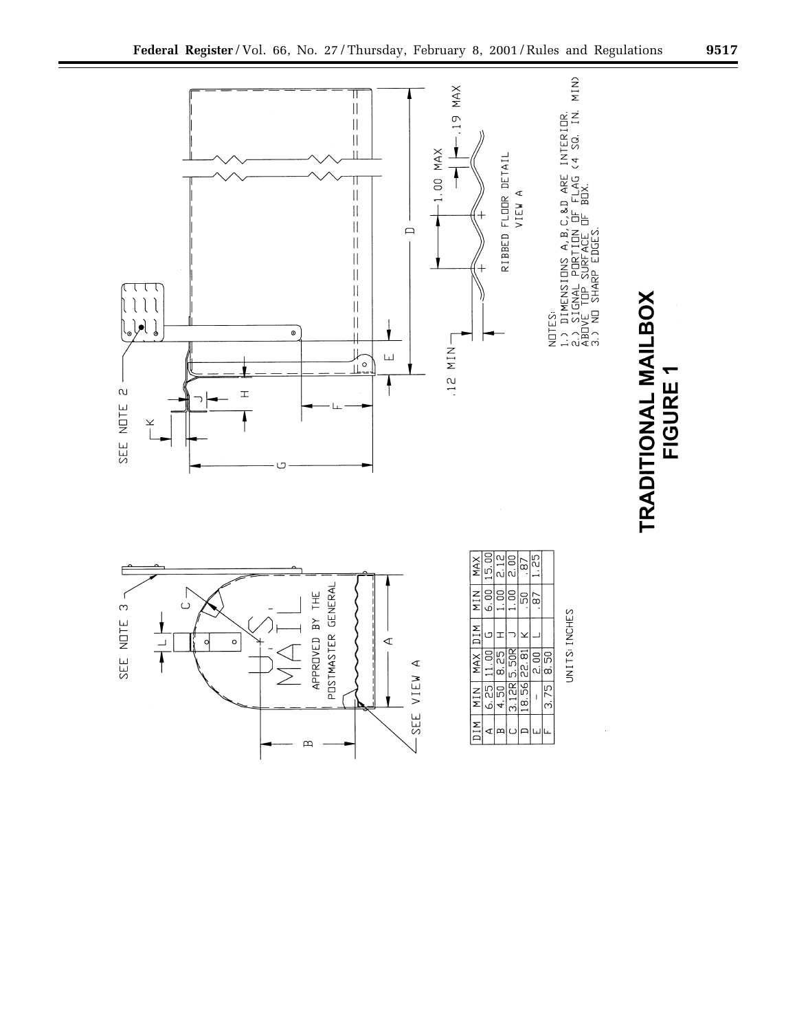SEE NOTE 3

SEE NOTE 2

APPROVED BY THE POSTMASTER GENERAL

SEE VIEW A

| DIM | MIN | MAX | DIM | MIN | MAX |
|---|---|---|---|---|---|
| A | 6.25 | 11.00 | G | 6.00 | 15.00 |
| B | 4.50 | 8.25 | H | 1.00 | 2.12 |
| C | 3.12R | 5.50R | J | 1.00 | 2.00 |
| D | 18.56 | 22.81 | K | .50 | .87 |
| E | - | 2.00 | L | .87 | 1.25 |
| F | 3.75 | 8.50 | | | |

UNITS: INCHES

.12 MIN

1.00 MAX

.19 MAX

RIBBED FLOOR DETAIL
VIEW A

NOTES:
1.) DIMENSIONS A,B,C,&D ARE INTERIOR.
2.) SIGNAL PORTION OF FLAG (4 SQ. IN. MIN) ABOVE TOP SURFACE OF BOX.
3.) NO SHARP EDGES.

**TRADITIONAL MAILBOX**
**FIGURE 1**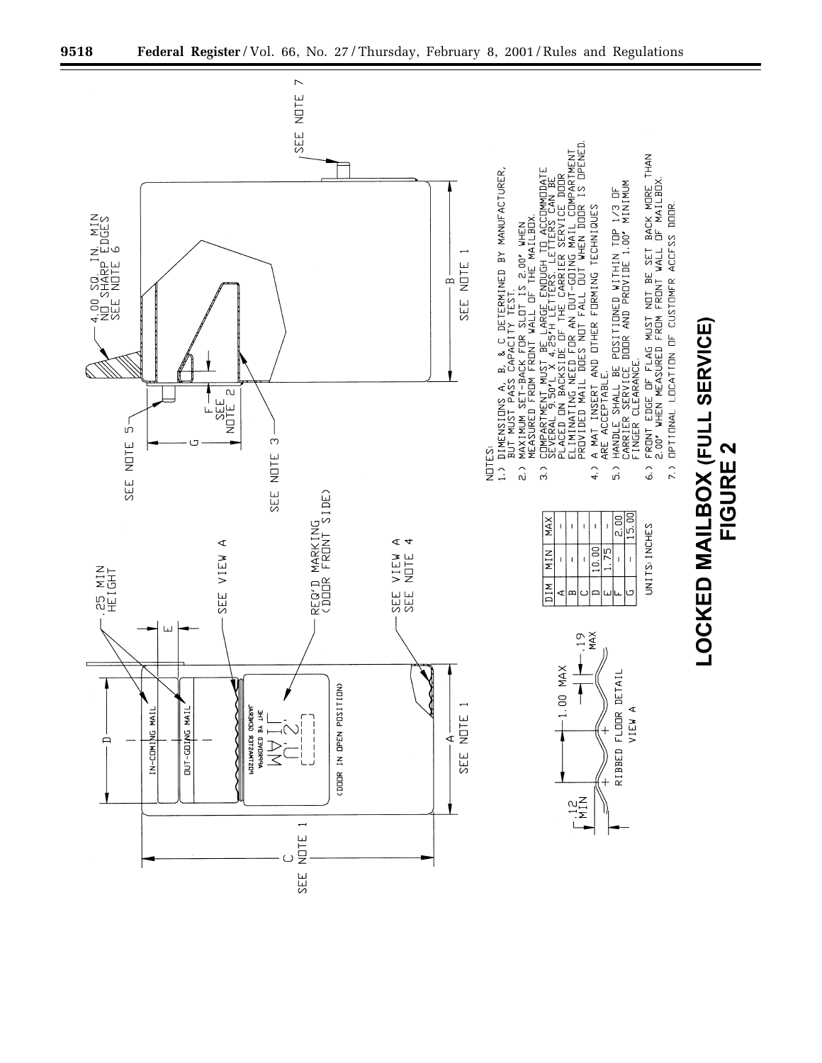(DOOR IN OPEN POSITION)

| DIM | MIN | MAX |
|---|---|---|
| A | - | - |
| B | - | - |
| C | - | - |
| D | 10.00 | - |
| E | 1.75 | - |
| F | - | 2.00 |
| G | - | 15.00 |

UNITS: INCHES

RIBBED FLOOR DETAIL
VIEW A

NOTES:

1.) DIMENSIONS A, B, & C DETERMINED BY MANUFACTURER, BUT MUST PASS CAPACITY TEST.

2.) MAXIMUM SET-BACK FOR SLOT IS 2.00" WHEN MEASURED FROM FRONT WALL OF THE MAILBOX.

3.) COMPARTMENT MUST BE LARGE ENOUGH TO ACCOMMODATE SEVERAL 9.50"L X 4.25"H LETTERS. LETTERS CAN BE PLACED ON BACKSIDE OF THE CARRIER SERVICE DOOR ELIMINATING NEED FOR AN OUT-GOING MAIL COMPARTMENT PROVIDED MAIL DOES NOT FALL OUT WHEN DOOR IS OPENED.

4.) A MAT INSERT AND OTHER FORMING TECHNIQUES ARE ACCEPTABLE.

5.) HANDLE SHALL BE POSITIONED WITHIN TOP 1/3 OF CARRIER SERVICE DOOR AND PROVIDE 1.00" MINIMUM FINGER CLEARANCE.

6.) FRONT EDGE OF FLAG MUST NOT BE SET BACK MORE THAN 2.00" WHEN MEASURED FROM FRONT WALL OF MAILBOX.

7.) OPTIONAL LOCATION OF CUSTOMER ACCESS DOOR.

**LOCKED MAILBOX (FULL SERVICE)**
**FIGURE 2**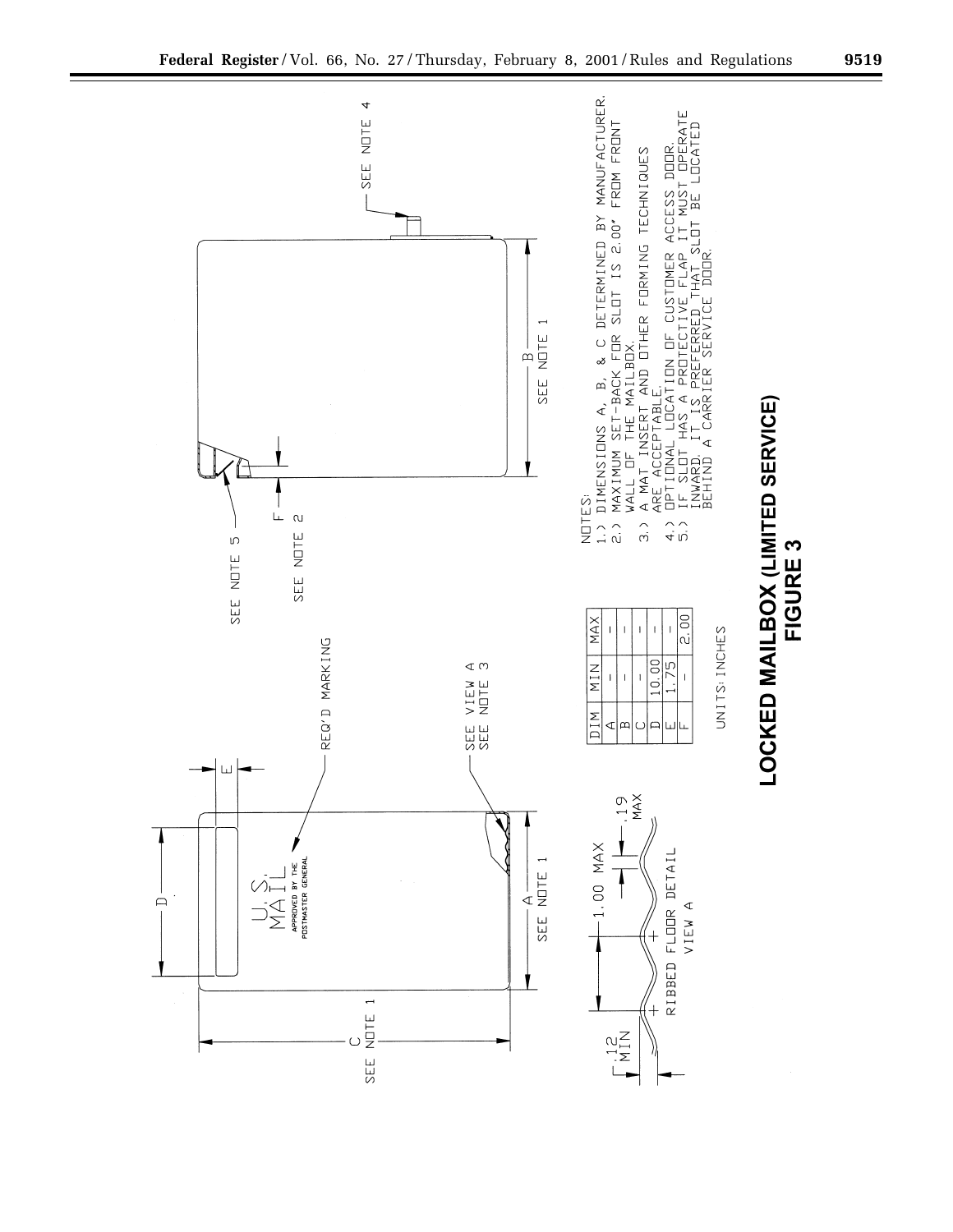| DIM | MIN | MAX |
|---|---|---|
| A | - | - |
| B | - | - |
| C | - | - |
| D | 10.00 | - |
| E | 1.75 | - |
| F | - | 2.00 |

UNITS: INCHES

NOTES:
1.) DIMENSIONS A, B, & C DETERMINED BY MANUFACTURER.
2.) MAXIMUM SET-BACK FOR SLOT IS 2.00" FROM FRONT WALL OF THE MAILBOX.
3.) A MAT INSERT AND OTHER FORMING TECHNIQUES ARE ACCEPTABLE.
4.) OPTIONAL LOCATION OF CUSTOMER ACCESS DOOR.
5.) IF SLOT HAS A PROTECTIVE FLAP IT MUST OPERATE INWARD. IT IS PREFERRED THAT SLOT BE LOCATED BEHIND A CARRIER SERVICE DOOR.

**LOCKED MAILBOX (LIMITED SERVICE)**
**FIGURE 3**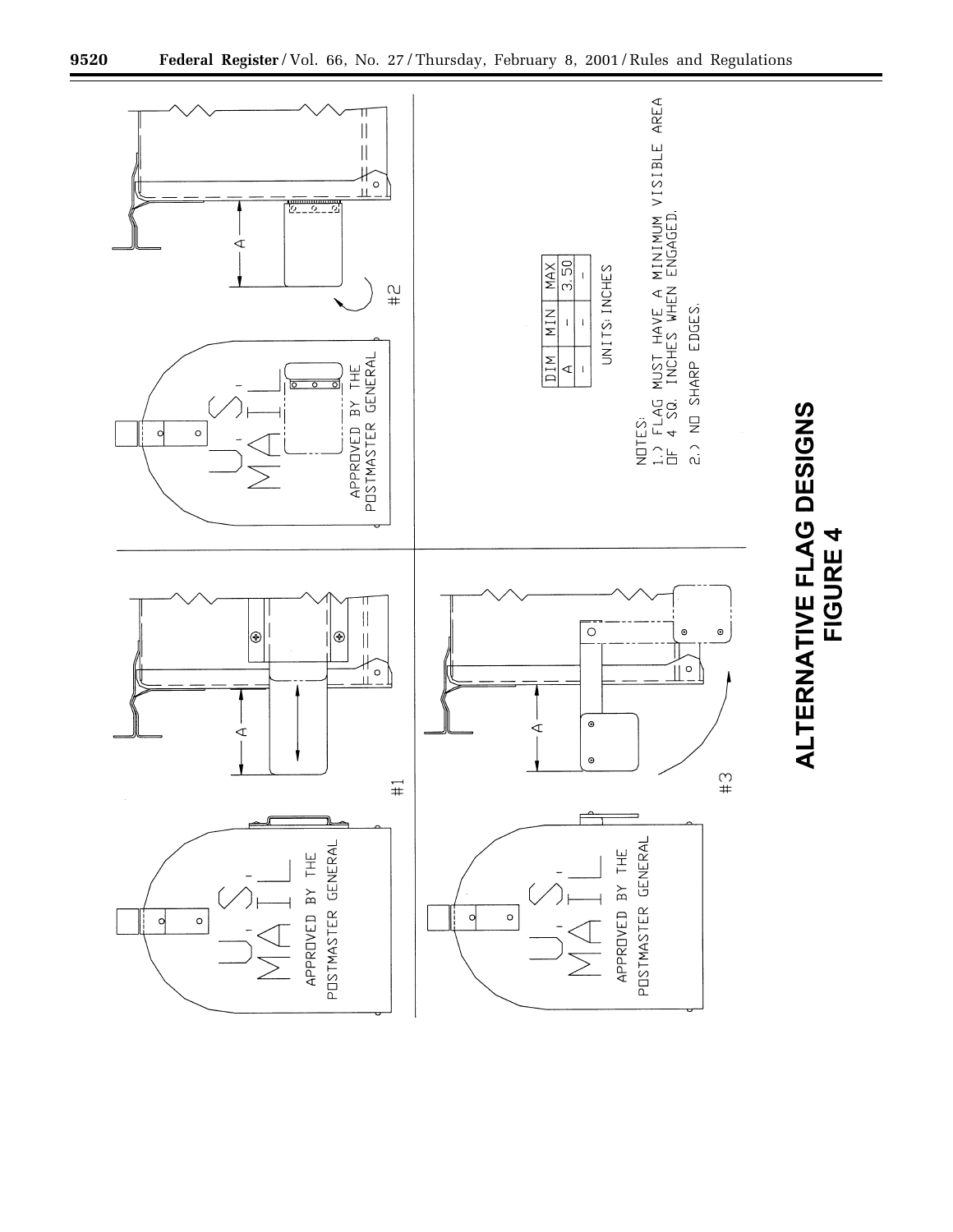| DIM | MIN | MAX |
|---|---|---|
| A | - | 3.50 |
| - | - | - |

UNITS: INCHES

NOTES:
1.) FLAG MUST HAVE A MINIMUM VISIBLE AREA OF 4 SQ. INCHES WHEN ENGAGED.
2.) NO SHARP EDGES.

#1

#2

#3

U.S. MAIL

APPROVED BY THE POSTMASTER GENERAL

**ALTERNATIVE FLAG DESIGNS**
**FIGURE 4**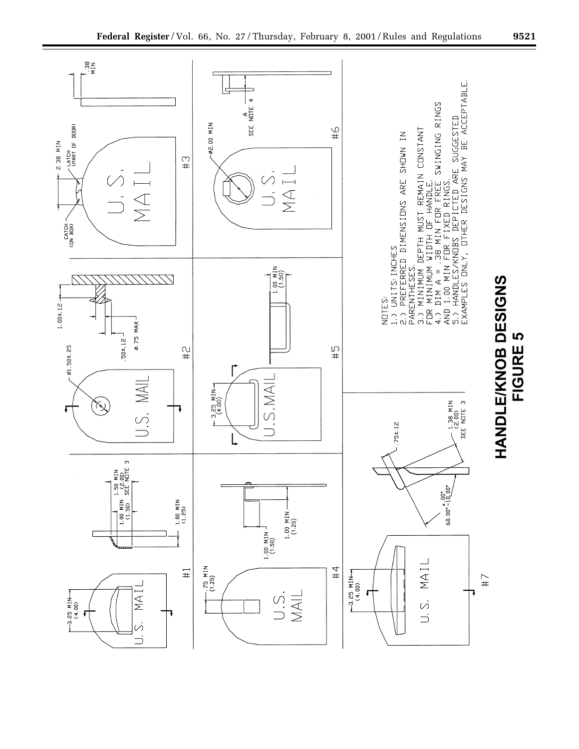NOTES:
1.) UNITS: INCHES
2.) PREFERRED DIMENSIONS ARE SHOWN IN PARENTHESES.
3.) MINIMUM DEPTH MUST REMAIN CONSTANT FOR MINIMUM WIDTH OF HANDLE.
4.) DIM A = .38 MIN FOR FREE SWINGING RINGS AND 1.00 MIN FOR FIXED RINGS.
5.) HANDLES/KNOBS DEPICTED ARE SUGGESTED EXAMPLES ONLY, OTHER DESIGNS MAY BE ACCEPTABLE.

**HANDLE/KNOB DESIGNS**
**FIGURE 5**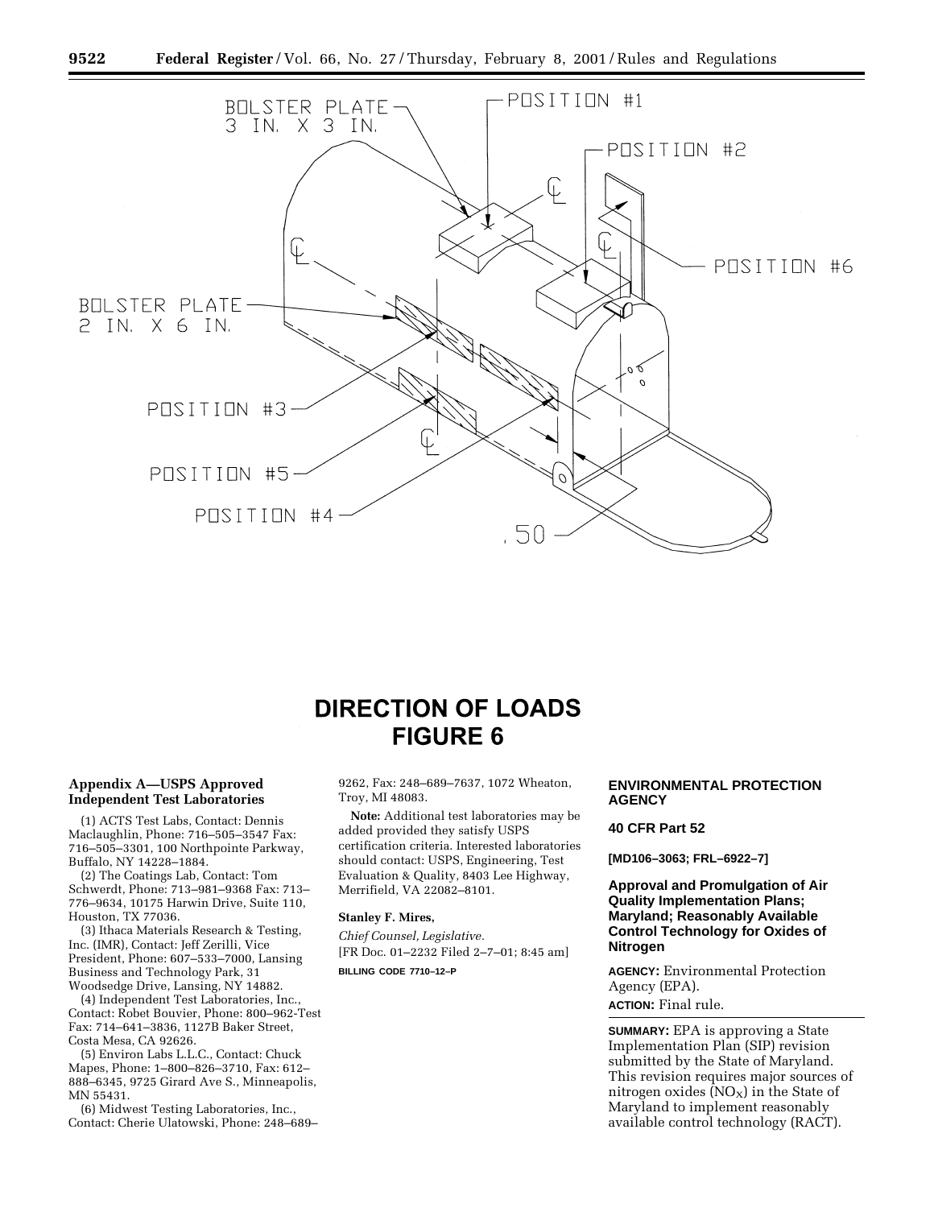BOLSTER PLATE
3 IN. X 3 IN.

POSITION #1

POSITION #2

POSITION #6

BOLSTER PLATE
2 IN. X 6 IN.

POSITION #3

POSITION #5

POSITION #4

.50

**DIRECTION OF LOADS**
**FIGURE 6**

### Appendix A—USPS Approved Independent Test Laboratories

(1) ACTS Test Labs, Contact: Dennis Maclaughlin, Phone: 716–505–3547 Fax: 716–505–3301, 100 Northpointe Parkway, Buffalo, NY 14228–1884.

(2) The Coatings Lab, Contact: Tom Schwerdt, Phone: 713–981–9368 Fax: 713–776–9634, 10175 Harwin Drive, Suite 110, Houston, TX 77036.

(3) Ithaca Materials Research & Testing, Inc. (IMR), Contact: Jeff Zerilli, Vice President, Phone: 607–533–7000, Lansing Business and Technology Park, 31 Woodsedge Drive, Lansing, NY 14882.

(4) Independent Test Laboratories, Inc., Contact: Robet Bouvier, Phone: 800–962-Test Fax: 714–641–3836, 1127B Baker Street, Costa Mesa, CA 92626.

(5) Environ Labs L.L.C., Contact: Chuck Mapes, Phone: 1–800–826–3710, Fax: 612–888–6345, 9725 Girard Ave S., Minneapolis, MN 55431.

(6) Midwest Testing Laboratories, Inc., Contact: Cherie Ulatowski, Phone: 248–689–9262, Fax: 248–689–7637, 1072 Wheaton, Troy, MI 48083.

**Note:** Additional test laboratories may be added provided they satisfy USPS certification criteria. Interested laboratories should contact: USPS, Engineering, Test Evaluation & Quality, 8403 Lee Highway, Merrifield, VA 22082–8101.

**Stanley F. Mires,**

*Chief Counsel, Legislative.*

[FR Doc. 01–2232 Filed 2–7–01; 8:45 am]

**BILLING CODE 7710–12–P**

## ENVIRONMENTAL PROTECTION AGENCY

### 40 CFR Part 52

**[MD106–3063; FRL–6922–7]**

### Approval and Promulgation of Air Quality Implementation Plans; Maryland; Reasonably Available Control Technology for Oxides of Nitrogen

**AGENCY:** Environmental Protection Agency (EPA).

**ACTION:** Final rule.

**SUMMARY:** EPA is approving a State Implementation Plan (SIP) revision submitted by the State of Maryland. This revision requires major sources of nitrogen oxides ($NO_X$) in the State of Maryland to implement reasonably available control technology (RACT).